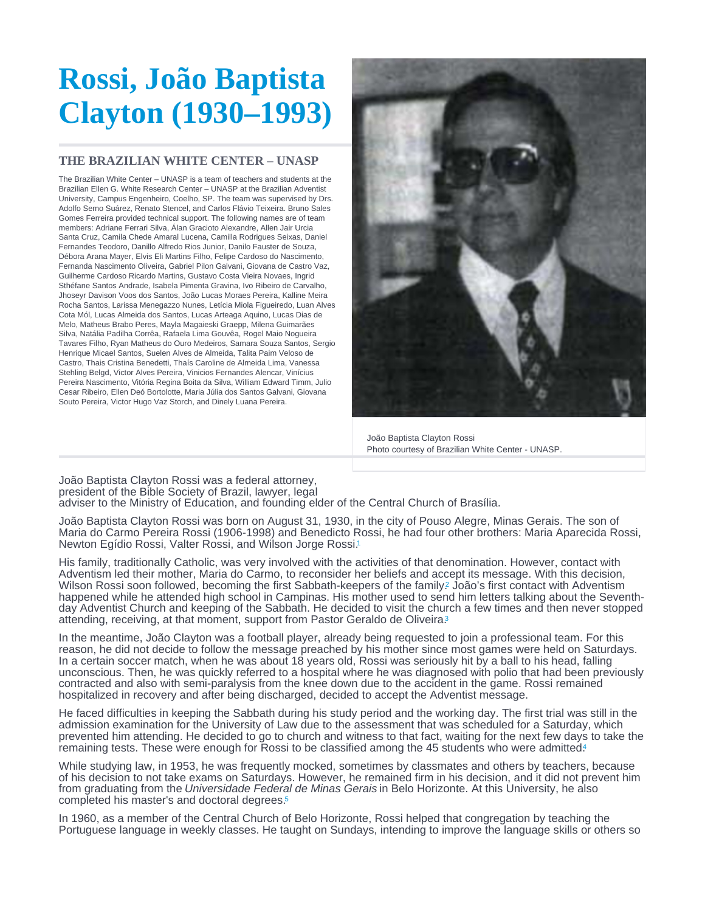# Rossi, João Baptista Clayton (1930–1993)

### THE BRAZILIAN WHITE CENTER – UNASP

The Brazilian White Center – UNASP is a team of teachers and students at the Brazilian Ellen G. White Research Center – UNASP at the Brazilian Adventist University, Campus Engenheiro, Coelho, SP. The team was supervised by Drs. Adolfo Semo Suárez, Renato Stencel, and Carlos Flávio Teixeira. Bruno Sales Gomes Ferreira provided technical support. The following names are of team members: Adriane Ferrari Silva, Álan Gracioto Alexandre, Allen Jair Urcia Santa Cruz, Camila Chede Amaral Lucena, Camilla Rodrigues Seixas, Daniel Fernandes Teodoro, Danillo Alfredo Rios Junior, Danilo Fauster de Souza, Débora Arana Mayer, Elvis Eli Martins Filho, Felipe Cardoso do Nascimento, Fernanda Nascimento Oliveira, Gabriel Pilon Galvani, Giovana de Castro Vaz, Guilherme Cardoso Ricardo Martins, Gustavo Costa Vieira Novaes, Ingrid Sthéfane Santos Andrade, Isabela Pimenta Gravina, Ivo Ribeiro de Carvalho, Jhoseyr Davison Voos dos Santos, João Lucas Moraes Pereira, Kalline Meira Rocha Santos, Larissa Menegazzo Nunes, Letícia Miola Figueiredo, Luan Alves Cota Mól, Lucas Almeida dos Santos, Lucas Arteaga Aquino, Lucas Dias de Melo, Matheus Brabo Peres, Mayla Magaieski Graepp, Milena Guimarães Silva, Natália Padilha Corrêa, Rafaela Lima Gouvêa, Rogel Maio Nogueira Tavares Filho, Ryan Matheus do Ouro Medeiros, Samara Souza Santos, Sergio Henrique Micael Santos, Suelen Alves de Almeida, Talita Paim Veloso de Castro, Thais Cristina Benedetti, Thaís Caroline de Almeida Lima, Vanessa Stehling Belgd, Victor Alves Pereira, Vinicios Fernandes Alencar, Vinícius Pereira Nascimento, Vitória Regina Boita da Silva, William Edward Timm, Julio Cesar Ribeiro, Ellen Deó Bortolotte, Maria Júlia dos Santos Galvani, Giovana Souto Pereira, Victor Hugo Vaz Storch, and Dinely Luana Pereira.

João Baptista Clayton Rossi
Photo courtesy of Brazilian White Center - UNASP.

João Baptista Clayton Rossi was a federal attorney, president of the Bible Society of Brazil, lawyer, legal adviser to the Ministry of Education, and founding elder of the Central Church of Brasília.

João Baptista Clayton Rossi was born on August 31, 1930, in the city of Pouso Alegre, Minas Gerais. The son of Maria do Carmo Pereira Rossi (1906-1998) and Benedicto Rossi, he had four other brothers: Maria Aparecida Rossi, Newton Egídio Rossi, Valter Rossi, and Wilson Jorge Rossi.[1]

His family, traditionally Catholic, was very involved with the activities of that denomination. However, contact with Adventism led their mother, Maria do Carmo, to reconsider her beliefs and accept its message. With this decision, Wilson Rossi soon followed, becoming the first Sabbath-keepers of the family.[2] João's first contact with Adventism happened while he attended high school in Campinas. His mother used to send him letters talking about the Seventh-day Adventist Church and keeping of the Sabbath. He decided to visit the church a few times and then never stopped attending, receiving, at that moment, support from Pastor Geraldo de Oliveira.[3]

In the meantime, João Clayton was a football player, already being requested to join a professional team. For this reason, he did not decide to follow the message preached by his mother since most games were held on Saturdays. In a certain soccer match, when he was about 18 years old, Rossi was seriously hit by a ball to his head, falling unconscious. Then, he was quickly referred to a hospital where he was diagnosed with polio that had been previously contracted and also with semi-paralysis from the knee down due to the accident in the game. Rossi remained hospitalized in recovery and after being discharged, decided to accept the Adventist message.

He faced difficulties in keeping the Sabbath during his study period and the working day. The first trial was still in the admission examination for the University of Law due to the assessment that was scheduled for a Saturday, which prevented him attending. He decided to go to church and witness to that fact, waiting for the next few days to take the remaining tests. These were enough for Rossi to be classified among the 45 students who were admitted.[4]

While studying law, in 1953, he was frequently mocked, sometimes by classmates and others by teachers, because of his decision to not take exams on Saturdays. However, he remained firm in his decision, and it did not prevent him from graduating from the *Universidade Federal de Minas Gerais* in Belo Horizonte. At this University, he also completed his master's and doctoral degrees.[5]

In 1960, as a member of the Central Church of Belo Horizonte, Rossi helped that congregation by teaching the Portuguese language in weekly classes. He taught on Sundays, intending to improve the language skills or others so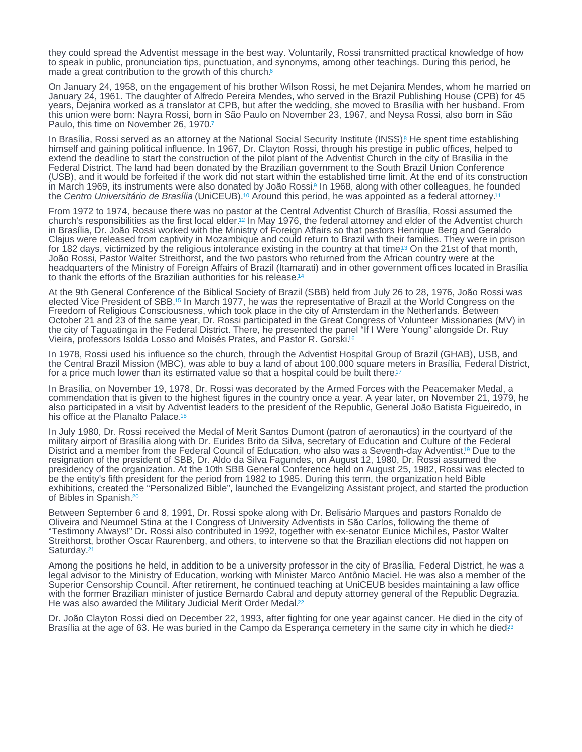they could spread the Adventist message in the best way. Voluntarily, Rossi transmitted practical knowledge of how to speak in public, pronunciation tips, punctuation, and synonyms, among other teachings. During this period, he made a great contribution to the growth of this church.[6]

On January 24, 1958, on the engagement of his brother Wilson Rossi, he met Dejanira Mendes, whom he married on January 24, 1961. The daughter of Alfredo Pereira Mendes, who served in the Brazil Publishing House (CPB) for 45 years, Dejanira worked as a translator at CPB, but after the wedding, she moved to Brasília with her husband. From this union were born: Nayra Rossi, born in São Paulo on November 23, 1967, and Neysa Rossi, also born in São Paulo, this time on November 26, 1970.[7]

In Brasília, Rossi served as an attorney at the National Social Security Institute (INSS).[8] He spent time establishing himself and gaining political influence. In 1967, Dr. Clayton Rossi, through his prestige in public offices, helped to extend the deadline to start the construction of the pilot plant of the Adventist Church in the city of Brasília in the Federal District. The land had been donated by the Brazilian government to the South Brazil Union Conference (USB), and it would be forfeited if the work did not start within the established time limit. At the end of its construction in March 1969, its instruments were also donated by João Rossi.[9] In 1968, along with other colleagues, he founded the *Centro Universitário de Brasília* (UniCEUB).[10] Around this period, he was appointed as a federal attorney.[11]

From 1972 to 1974, because there was no pastor at the Central Adventist Church of Brasília, Rossi assumed the church's responsibilities as the first local elder.[12] In May 1976, the federal attorney and elder of the Adventist church in Brasília, Dr. João Rossi worked with the Ministry of Foreign Affairs so that pastors Henrique Berg and Geraldo Clajus were released from captivity in Mozambique and could return to Brazil with their families. They were in prison for 182 days, victimized by the religious intolerance existing in the country at that time.[13] On the 21st of that month, João Rossi, Pastor Walter Streithorst, and the two pastors who returned from the African country were at the headquarters of the Ministry of Foreign Affairs of Brazil (Itamarati) and in other government offices located in Brasília to thank the efforts of the Brazilian authorities for his release.[14]

At the 9th General Conference of the Biblical Society of Brazil (SBB) held from July 26 to 28, 1976, João Rossi was elected Vice President of SBB.[15] In March 1977, he was the representative of Brazil at the World Congress on the Freedom of Religious Consciousness, which took place in the city of Amsterdam in the Netherlands. Between October 21 and 23 of the same year, Dr. Rossi participated in the Great Congress of Volunteer Missionaries (MV) in the city of Taguatinga in the Federal District. There, he presented the panel "If I Were Young" alongside Dr. Ruy Vieira, professors Isolda Losso and Moisés Prates, and Pastor R. Gorski.[16]

In 1978, Rossi used his influence so the church, through the Adventist Hospital Group of Brazil (GHAB), USB, and the Central Brazil Mission (MBC), was able to buy a land of about 100,000 square meters in Brasília, Federal District, for a price much lower than its estimated value so that a hospital could be built there.[17]

In Brasília, on November 19, 1978, Dr. Rossi was decorated by the Armed Forces with the Peacemaker Medal, a commendation that is given to the highest figures in the country once a year. A year later, on November 21, 1979, he also participated in a visit by Adventist leaders to the president of the Republic, General João Batista Figueiredo, in his office at the Planalto Palace.[18]

In July 1980, Dr. Rossi received the Medal of Merit Santos Dumont (patron of aeronautics) in the courtyard of the military airport of Brasília along with Dr. Eurides Brito da Silva, secretary of Education and Culture of the Federal District and a member from the Federal Council of Education, who also was a Seventh-day Adventist.[19] Due to the resignation of the president of SBB, Dr. Aldo da Silva Fagundes, on August 12, 1980, Dr. Rossi assumed the presidency of the organization. At the 10th SBB General Conference held on August 25, 1982, Rossi was elected to be the entity's fifth president for the period from 1982 to 1985. During this term, the organization held Bible exhibitions, created the "Personalized Bible", launched the Evangelizing Assistant project, and started the production of Bibles in Spanish.[20]

Between September 6 and 8, 1991, Dr. Rossi spoke along with Dr. Belisário Marques and pastors Ronaldo de Oliveira and Neumoel Stina at the I Congress of University Adventists in São Carlos, following the theme of "Testimony Always!" Dr. Rossi also contributed in 1992, together with ex-senator Eunice Michiles, Pastor Walter Streithorst, brother Oscar Raurenberg, and others, to intervene so that the Brazilian elections did not happen on Saturday.[21]

Among the positions he held, in addition to be a university professor in the city of Brasília, Federal District, he was a legal advisor to the Ministry of Education, working with Minister Marco Antônio Maciel. He was also a member of the Superior Censorship Council. After retirement, he continued teaching at UniCEUB besides maintaining a law office with the former Brazilian minister of justice Bernardo Cabral and deputy attorney general of the Republic Degrazia. He was also awarded the Military Judicial Merit Order Medal.[22]

Dr. João Clayton Rossi died on December 22, 1993, after fighting for one year against cancer. He died in the city of Brasília at the age of 63. He was buried in the Campo da Esperança cemetery in the same city in which he died.[23]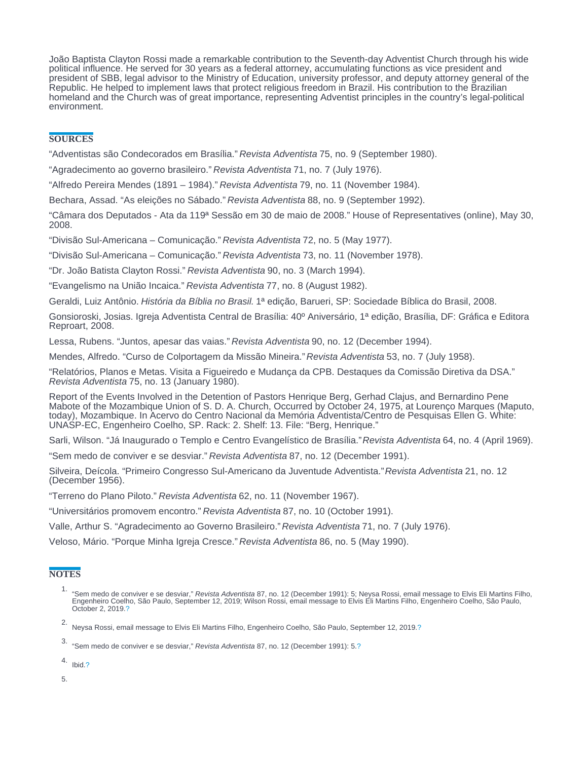João Baptista Clayton Rossi made a remarkable contribution to the Seventh-day Adventist Church through his wide political influence. He served for 30 years as a federal attorney, accumulating functions as vice president and president of SBB, legal advisor to the Ministry of Education, university professor, and deputy attorney general of the Republic. He helped to implement laws that protect religious freedom in Brazil. His contribution to the Brazilian homeland and the Church was of great importance, representing Adventist principles in the country's legal-political environment.

## SOURCES

"Adventistas são Condecorados em Brasília." *Revista Adventista* 75, no. 9 (September 1980).

"Agradecimento ao governo brasileiro." *Revista Adventista* 71, no. 7 (July 1976).

"Alfredo Pereira Mendes (1891 – 1984)." *Revista Adventista* 79, no. 11 (November 1984).

Bechara, Assad. "As eleições no Sábado." *Revista Adventista* 88, no. 9 (September 1992).

"Câmara dos Deputados - Ata da 119ª Sessão em 30 de maio de 2008." House of Representatives (online), May 30, 2008.

"Divisão Sul-Americana – Comunicação." *Revista Adventista* 72, no. 5 (May 1977).

"Divisão Sul-Americana – Comunicação." *Revista Adventista* 73, no. 11 (November 1978).

"Dr. João Batista Clayton Rossi." *Revista Adventista* 90, no. 3 (March 1994).

"Evangelismo na União Incaica." *Revista Adventista* 77, no. 8 (August 1982).

Geraldi, Luiz Antônio. *História da Bíblia no Brasil.* 1ª edição, Barueri, SP: Sociedade Bíblica do Brasil, 2008.

Gonsioroski, Josias. Igreja Adventista Central de Brasília: 40º Aniversário, 1ª edição, Brasília, DF: Gráfica e Editora Reproart, 2008.

Lessa, Rubens. "Juntos, apesar das vaias." *Revista Adventista* 90, no. 12 (December 1994).

Mendes, Alfredo. "Curso de Colportagem da Missão Mineira." *Revista Adventista* 53, no. 7 (July 1958).

"Relatórios, Planos e Metas. Visita a Figueiredo e Mudança da CPB. Destaques da Comissão Diretiva da DSA." *Revista Adventista* 75, no. 13 (January 1980).

Report of the Events Involved in the Detention of Pastors Henrique Berg, Gerhad Clajus, and Bernardino Pene Mabote of the Mozambique Union of S. D. A. Church, Occurred by October 24, 1975, at Lourenço Marques (Maputo, today), Mozambique. In Acervo do Centro Nacional da Memória Adventista/Centro de Pesquisas Ellen G. White: UNASP-EC, Engenheiro Coelho, SP. Rack: 2. Shelf: 13. File: "Berg, Henrique."

Sarli, Wilson. "Já Inaugurado o Templo e Centro Evangelístico de Brasília." *Revista Adventista* 64, no. 4 (April 1969).

"Sem medo de conviver e se desviar." *Revista Adventista* 87, no. 12 (December 1991).

Silveira, Deícola. "Primeiro Congresso Sul-Americano da Juventude Adventista." *Revista Adventista* 21, no. 12 (December 1956).

"Terreno do Plano Piloto." *Revista Adventista* 62, no. 11 (November 1967).

"Universitários promovem encontro." *Revista Adventista* 87, no. 10 (October 1991).

Valle, Arthur S. "Agradecimento ao Governo Brasileiro." *Revista Adventista* 71, no. 7 (July 1976).

Veloso, Mário. "Porque Minha Igreja Cresce." *Revista Adventista* 86, no. 5 (May 1990).

## NOTES

1. "Sem medo de conviver e se desviar," *Revista Adventista* 87, no. 12 (December 1991): 5; Neysa Rossi, email message to Elvis Eli Martins Filho, Engenheiro Coelho, São Paulo, September 12, 2019; Wilson Rossi, email message to Elvis Eli Martins Filho, Engenheiro Coelho, São Paulo, October 2, 2019.?

2. Neysa Rossi, email message to Elvis Eli Martins Filho, Engenheiro Coelho, São Paulo, September 12, 2019.?

3. "Sem medo de conviver e se desviar," *Revista Adventista* 87, no. 12 (December 1991): 5.?

4. Ibid.?

5.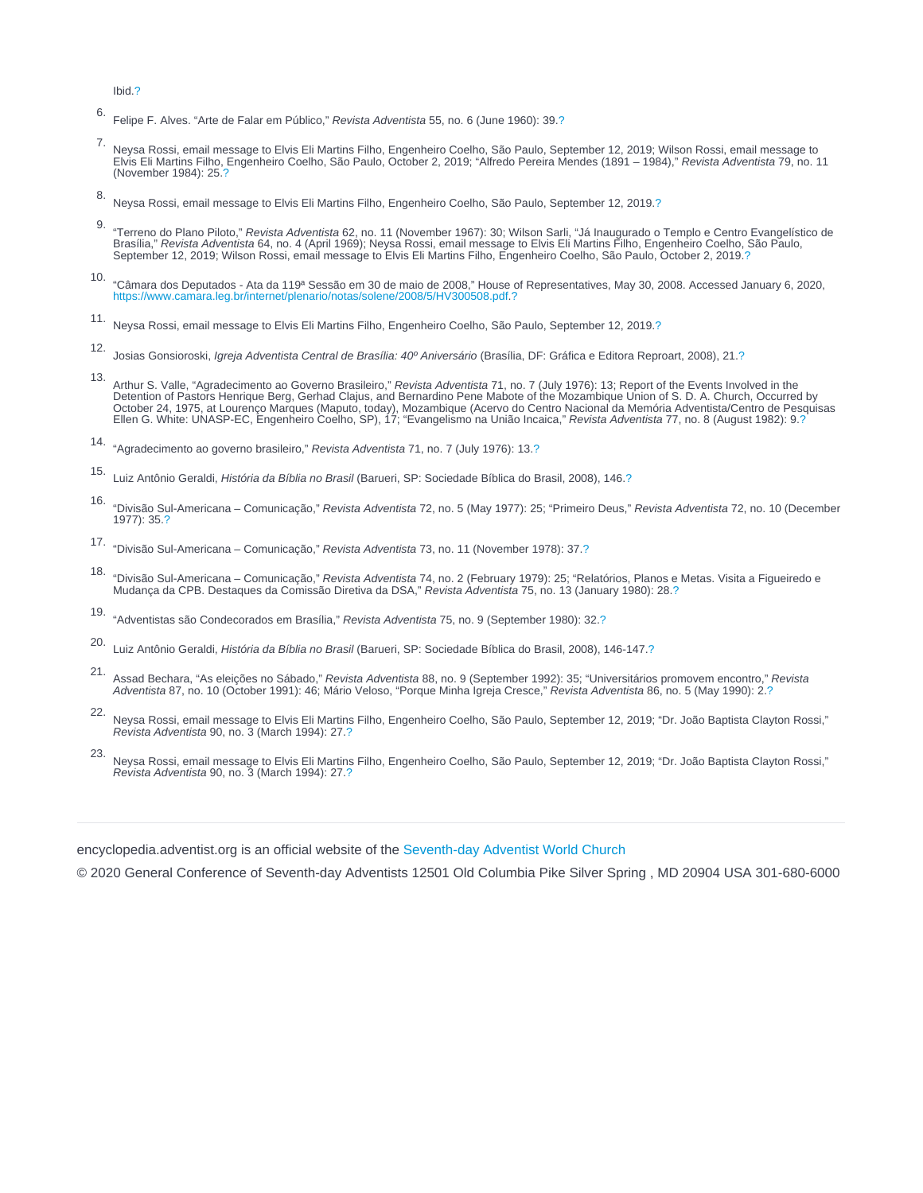Ibid.?

6. Felipe F. Alves. “Arte de Falar em Público,” *Revista Adventista* 55, no. 6 (June 1960): 39.?

7. Neysa Rossi, email message to Elvis Eli Martins Filho, Engenheiro Coelho, São Paulo, September 12, 2019; Wilson Rossi, email message to Elvis Eli Martins Filho, Engenheiro Coelho, São Paulo, October 2, 2019; “Alfredo Pereira Mendes (1891 – 1984),” *Revista Adventista* 79, no. 11 (November 1984): 25.?

8. Neysa Rossi, email message to Elvis Eli Martins Filho, Engenheiro Coelho, São Paulo, September 12, 2019.?

9. “Terreno do Plano Piloto,” *Revista Adventista* 62, no. 11 (November 1967): 30; Wilson Sarli, “Já Inaugurado o Templo e Centro Evangelístico de Brasília,” *Revista Adventista* 64, no. 4 (April 1969); Neysa Rossi, email message to Elvis Eli Martins Filho, Engenheiro Coelho, São Paulo, September 12, 2019; Wilson Rossi, email message to Elvis Eli Martins Filho, Engenheiro Coelho, São Paulo, October 2, 2019.?

10. “Câmara dos Deputados - Ata da 119ª Sessão em 30 de maio de 2008,” House of Representatives, May 30, 2008. Accessed January 6, 2020, https://www.camara.leg.br/internet/plenario/notas/solene/2008/5/HV300508.pdf.?

11. Neysa Rossi, email message to Elvis Eli Martins Filho, Engenheiro Coelho, São Paulo, September 12, 2019.?

12. Josias Gonsioroski, *Igreja Adventista Central de Brasília: 40º Aniversário* (Brasília, DF: Gráfica e Editora Reproart, 2008), 21.?

13. Arthur S. Valle, “Agradecimento ao Governo Brasileiro,” *Revista Adventista* 71, no. 7 (July 1976): 13; Report of the Events Involved in the Detention of Pastors Henrique Berg, Gerhad Clajus, and Bernardino Pene Mabote of the Mozambique Union of S. D. A. Church, Occurred by October 24, 1975, at Lourenço Marques (Maputo, today), Mozambique (Acervo do Centro Nacional da Memória Adventista/Centro de Pesquisas Ellen G. White: UNASP-EC, Engenheiro Coelho, SP), 17; “Evangelismo na União Incaica,” *Revista Adventista* 77, no. 8 (August 1982): 9.?

14. “Agradecimento ao governo brasileiro,” *Revista Adventista* 71, no. 7 (July 1976): 13.?

15. Luiz Antônio Geraldi, *História da Bíblia no Brasil* (Barueri, SP: Sociedade Bíblica do Brasil, 2008), 146.?

16. “Divisão Sul-Americana – Comunicação,” *Revista Adventista* 72, no. 5 (May 1977): 25; “Primeiro Deus,” *Revista Adventista* 72, no. 10 (December 1977): 35.?

17. “Divisão Sul-Americana – Comunicação,” *Revista Adventista* 73, no. 11 (November 1978): 37.?

18. “Divisão Sul-Americana – Comunicação,” *Revista Adventista* 74, no. 2 (February 1979): 25; “Relatórios, Planos e Metas. Visita a Figueiredo e Mudança da CPB. Destaques da Comissão Diretiva da DSA,” *Revista Adventista* 75, no. 13 (January 1980): 28.?

19. “Adventistas são Condecorados em Brasília,” *Revista Adventista* 75, no. 9 (September 1980): 32.?

20. Luiz Antônio Geraldi, *História da Bíblia no Brasil* (Barueri, SP: Sociedade Bíblica do Brasil, 2008), 146-147.?

21. Assad Bechara, “As eleições no Sábado,” *Revista Adventista* 88, no. 9 (September 1992): 35; “Universitários promovem encontro,” *Revista Adventista* 87, no. 10 (October 1991): 46; Mário Veloso, “Porque Minha Igreja Cresce,” *Revista Adventista* 86, no. 5 (May 1990): 2.?

22. Neysa Rossi, email message to Elvis Eli Martins Filho, Engenheiro Coelho, São Paulo, September 12, 2019; “Dr. João Baptista Clayton Rossi,” *Revista Adventista* 90, no. 3 (March 1994): 27.?

23. Neysa Rossi, email message to Elvis Eli Martins Filho, Engenheiro Coelho, São Paulo, September 12, 2019; “Dr. João Baptista Clayton Rossi,” *Revista Adventista* 90, no. 3 (March 1994): 27.?

---

encyclopedia.adventist.org is an official website of the Seventh-day Adventist World Church

© 2020 General Conference of Seventh-day Adventists 12501 Old Columbia Pike Silver Spring , MD 20904 USA 301-680-6000